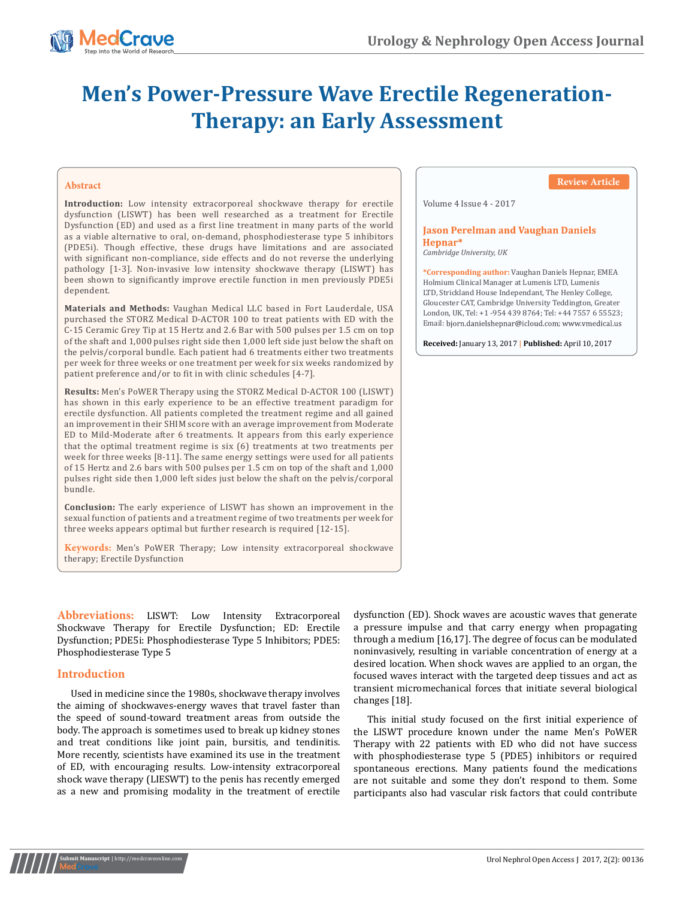# Men's Power-Pressure Wave Erectile Regeneration-Therapy: an Early Assessment

**Review Article**

Volume 4 Issue 4 - 2017

**Jason Perelman and Vaughan Daniels Hepnar***

*Cambridge University, UK*

***Corresponding author:** Vaughan Daniels Hepnar, EMEA Holmium Clinical Manager at Lumenis LTD, Lumenis LTD, Strickland House Independant, The Henley College, Gloucester CAT, Cambridge University Teddington, Greater London, UK, Tel: +1 -954 439 8764; Tel: +44 7557 6 55523; Email: bjorn.danielshepnar@icloud.com; www.vmedical.us

**Received:** January 13, 2017 | **Published:** April 10, 2017

## Abstract

**Introduction:** Low intensity extracorporeal shockwave therapy for erectile dysfunction (LISWT) has been well researched as a treatment for Erectile Dysfunction (ED) and used as a first line treatment in many parts of the world as a viable alternative to oral, on-demand, phosphodiesterase type 5 inhibitors (PDE5i). Though effective, these drugs have limitations and are associated with significant non-compliance, side effects and do not reverse the underlying pathology [1-3]. Non-invasive low intensity shockwave therapy (LISWT) has been shown to significantly improve erectile function in men previously PDE5i dependent.

**Materials and Methods:** Vaughan Medical LLC based in Fort Lauderdale, USA purchased the STORZ Medical D-ACTOR 100 to treat patients with ED with the C-15 Ceramic Grey Tip at 15 Hertz and 2.6 Bar with 500 pulses per 1.5 cm on top of the shaft and 1,000 pulses right side then 1,000 left side just below the shaft on the pelvis/corporal bundle. Each patient had 6 treatments either two treatments per week for three weeks or one treatment per week for six weeks randomized by patient preference and/or to fit in with clinic schedules [4-7].

**Results:** Men's PoWER Therapy using the STORZ Medical D-ACTOR 100 (LISWT) has shown in this early experience to be an effective treatment paradigm for erectile dysfunction. All patients completed the treatment regime and all gained an improvement in their SHIM score with an average improvement from Moderate ED to Mild-Moderate after 6 treatments. It appears from this early experience that the optimal treatment regime is six (6) treatments at two treatments per week for three weeks [8-11]. The same energy settings were used for all patients of 15 Hertz and 2.6 bars with 500 pulses per 1.5 cm on top of the shaft and 1,000 pulses right side then 1,000 left sides just below the shaft on the pelvis/corporal bundle.

**Conclusion:** The early experience of LISWT has shown an improvement in the sexual function of patients and a treatment regime of two treatments per week for three weeks appears optimal but further research is required [12-15].

**Keywords:** Men's PoWER Therapy; Low intensity extracorporeal shockwave therapy; Erectile Dysfunction

**Abbreviations:** LISWT: Low Intensity Extracorporeal Shockwave Therapy for Erectile Dysfunction; ED: Erectile Dysfunction; PDE5i: Phosphodiesterase Type 5 Inhibitors; PDE5: Phosphodiesterase Type 5

## Introduction

Used in medicine since the 1980s, shockwave therapy involves the aiming of shockwaves-energy waves that travel faster than the speed of sound-toward treatment areas from outside the body. The approach is sometimes used to break up kidney stones and treat conditions like joint pain, bursitis, and tendinitis. More recently, scientists have examined its use in the treatment of ED, with encouraging results. Low-intensity extracorporeal shock wave therapy (LIESWT) to the penis has recently emerged as a new and promising modality in the treatment of erectile dysfunction (ED). Shock waves are acoustic waves that generate a pressure impulse and that carry energy when propagating through a medium [16,17]. The degree of focus can be modulated noninvasively, resulting in variable concentration of energy at a desired location. When shock waves are applied to an organ, the focused waves interact with the targeted deep tissues and act as transient micromechanical forces that initiate several biological changes [18].

This initial study focused on the first initial experience of the LISWT procedure known under the name Men's PoWER Therapy with 22 patients with ED who did not have success with phosphodiesterase type 5 (PDE5) inhibitors or required spontaneous erections. Many patients found the medications are not suitable and some they don't respond to them. Some participants also had vascular risk factors that could contribute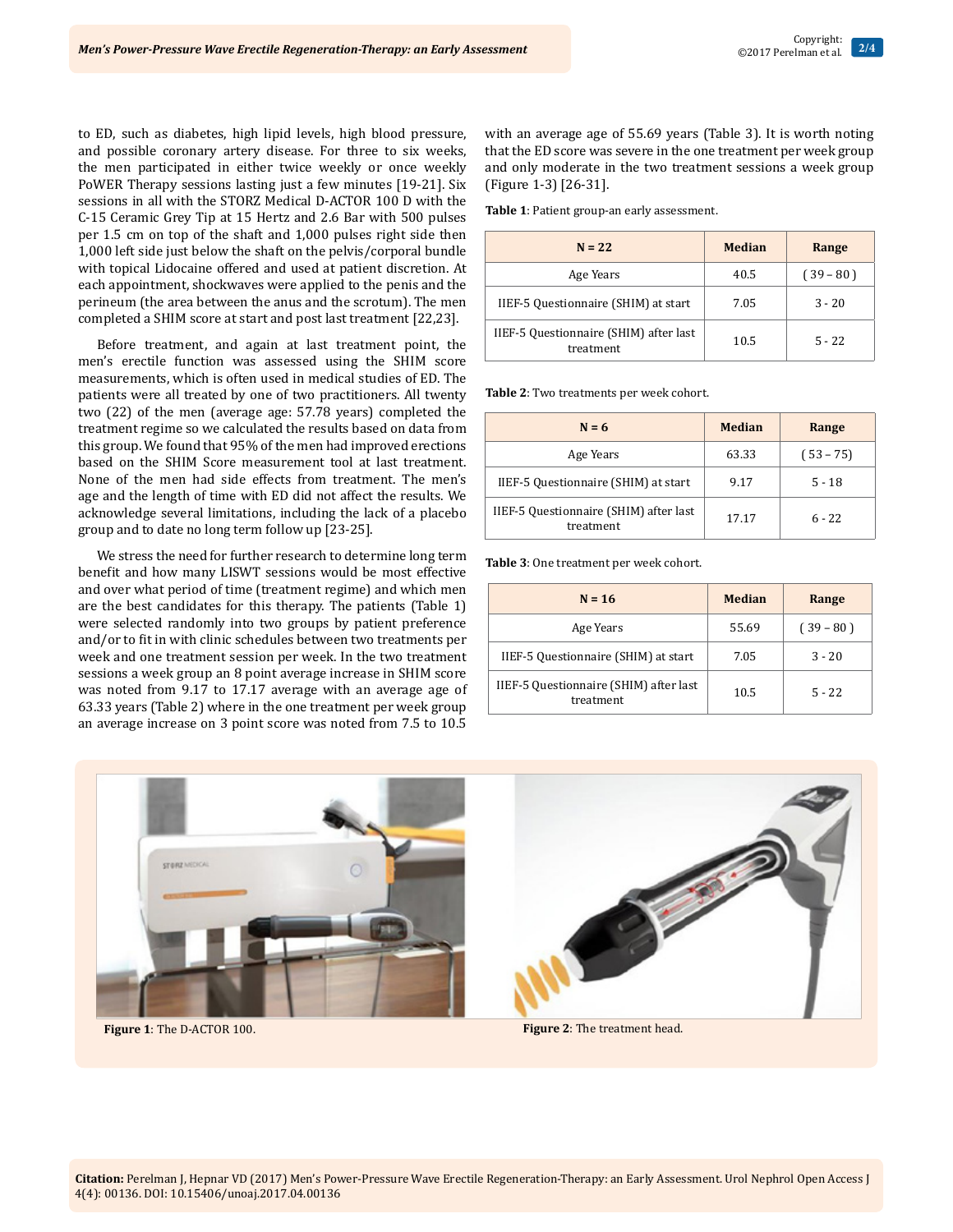to ED, such as diabetes, high lipid levels, high blood pressure, and possible coronary artery disease. For three to six weeks, the men participated in either twice weekly or once weekly PoWER Therapy sessions lasting just a few minutes [19-21]. Six sessions in all with the STORZ Medical D-ACTOR 100 D with the C-15 Ceramic Grey Tip at 15 Hertz and 2.6 Bar with 500 pulses per 1.5 cm on top of the shaft and 1,000 pulses right side then 1,000 left side just below the shaft on the pelvis/corporal bundle with topical Lidocaine offered and used at patient discretion. At each appointment, shockwaves were applied to the penis and the perineum (the area between the anus and the scrotum). The men completed a SHIM score at start and post last treatment [22,23].

Before treatment, and again at last treatment point, the men's erectile function was assessed using the SHIM score measurements, which is often used in medical studies of ED. The patients were all treated by one of two practitioners. All twenty two (22) of the men (average age: 57.78 years) completed the treatment regime so we calculated the results based on data from this group. We found that 95% of the men had improved erections based on the SHIM Score measurement tool at last treatment. None of the men had side effects from treatment. The men's age and the length of time with ED did not affect the results. We acknowledge several limitations, including the lack of a placebo group and to date no long term follow up [23-25].

We stress the need for further research to determine long term benefit and how many LISWT sessions would be most effective and over what period of time (treatment regime) and which men are the best candidates for this therapy. The patients (Table 1) were selected randomly into two groups by patient preference and/or to fit in with clinic schedules between two treatments per week and one treatment session per week. In the two treatment sessions a week group an 8 point average increase in SHIM score was noted from 9.17 to 17.17 average with an average age of 63.33 years (Table 2) where in the one treatment per week group an average increase on 3 point score was noted from 7.5 to 10.5 with an average age of 55.69 years (Table 3). It is worth noting that the ED score was severe in the one treatment per week group and only moderate in the two treatment sessions a week group (Figure 1-3) [26-31].

**Table 1**: Patient group-an early assessment.

| N = 22 | Median | Range |
|---|---|---|
| Age Years | 40.5 | ( 39 – 80 ) |
| IIEF-5 Questionnaire (SHIM) at start | 7.05 | 3 - 20 |
| IIEF-5 Questionnaire (SHIM) after last treatment | 10.5 | 5 - 22 |

**Table 2**: Two treatments per week cohort.

| N = 6 | Median | Range |
|---|---|---|
| Age Years | 63.33 | ( 53 – 75) |
| IIEF-5 Questionnaire (SHIM) at start | 9.17 | 5 - 18 |
| IIEF-5 Questionnaire (SHIM) after last treatment | 17.17 | 6 - 22 |

**Table 3**: One treatment per week cohort.

| N = 16 | Median | Range |
|---|---|---|
| Age Years | 55.69 | ( 39 – 80 ) |
| IIEF-5 Questionnaire (SHIM) at start | 7.05 | 3 - 20 |
| IIEF-5 Questionnaire (SHIM) after last treatment | 10.5 | 5 - 22 |

**Figure 1**: The D-ACTOR 100.

**Figure 2**: The treatment head.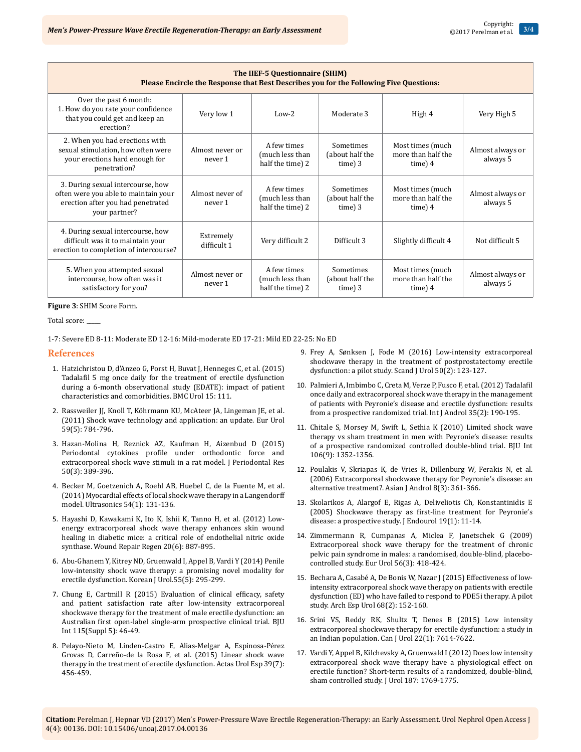| The IIEF-5 Questionnaire (SHIM)<br>Please Encircle the Response that Best Describes you for the Following Five Questions: | | | | | |
|---|---|---|---|---|---|
| Over the past 6 month:<br>1. How do you rate your confidence that you could get and keep an erection? | Very low 1 | Low-2 | Moderate 3 | High 4 | Very High 5 |
| 2. When you had erections with sexual stimulation, how often were your erections hard enough for penetration? | Almost never or never 1 | A few times (much less than half the time) 2 | Sometimes (about half the time) 3 | Most times (much more than half the time) 4 | Almost always or always 5 |
| 3. During sexual intercourse, how often were you able to maintain your erection after you had penetrated your partner? | Almost never of never 1 | A few times (much less than half the time) 2 | Sometimes (about half the time) 3 | Most times (much more than half the time) 4 | Almost always or always 5 |
| 4. During sexual intercourse, how difficult was it to maintain your erection to completion of intercourse? | Extremely difficult 1 | Very difficult 2 | Difficult 3 | Slightly difficult 4 | Not difficult 5 |
| 5. When you attempted sexual intercourse, how often was it satisfactory for you? | Almost never or never 1 | A few times (much less than half the time) 2 | Sometimes (about half the time) 3 | Most times (much more than half the time) 4 | Almost always or always 5 |

**Figure 3**: SHIM Score Form.

Total score: _____

1-7: Severe ED 8-11: Moderate ED 12-16: Mild-moderate ED 17-21: Mild ED 22-25: No ED

## References

1. Hatzichristou D, d'Anzeo G, Porst H, Buvat J, Henneges C, et al. (2015) Tadalafil 5 mg once daily for the treatment of erectile dysfunction during a 6-month observational study (EDATE): impact of patient characteristics and comorbidities. BMC Urol 15: 111.
2. Rassweiler JJ, Knoll T, Köhrmann KU, McAteer JA, Lingeman JE, et al. (2011) Shock wave technology and application: an update. Eur Urol 59(5): 784-796.
3. Hazan-Molina H, Reznick AZ, Kaufman H, Aizenbud D (2015) Periodontal cytokines profile under orthodontic force and extracorporeal shock wave stimuli in a rat model. J Periodontal Res 50(3): 389-396.
4. Becker M, Goetzenich A, Roehl AB, Huebel C, de la Fuente M, et al. (2014) Myocardial effects of local shock wave therapy in a Langendorff model. Ultrasonics 54(1): 131-136.
5. Hayashi D, Kawakami K, Ito K, Ishii K, Tanno H, et al. (2012) Low-energy extracorporeal shock wave therapy enhances skin wound healing in diabetic mice: a critical role of endothelial nitric oxide synthase. Wound Repair Regen 20(6): 887-895.
6. Abu-Ghanem Y, Kitrey ND, Gruenwald I, Appel B, Vardi Y (2014) Penile low-intensity shock wave therapy: a promising novel modality for erectile dysfunction. Korean J Urol.55(5): 295-299.
7. Chung E, Cartmill R (2015) Evaluation of clinical efficacy, safety and patient satisfaction rate after low-intensity extracorporeal shockwave therapy for the treatment of male erectile dysfunction: an Australian first open-label single-arm prospective clinical trial. BJU Int 115(Suppl 5): 46-49.
8. Pelayo-Nieto M, Linden-Castro E, Alias-Melgar A, Espinosa-Pérez Grovas D, Carreño-de la Rosa F, et al. (2015) Linear shock wave therapy in the treatment of erectile dysfunction. Actas Urol Esp 39(7): 456-459.
9. Frey A, Sønksen J, Fode M (2016) Low-intensity extracorporeal shockwave therapy in the treatment of postprostatectomy erectile dysfunction: a pilot study. Scand J Urol 50(2): 123-127.
10. Palmieri A, Imbimbo C, Creta M, Verze P, Fusco F, et al. (2012) Tadalafil once daily and extracorporeal shock wave therapy in the management of patients with Peyronie's disease and erectile dysfunction: results from a prospective randomized trial. Int J Androl 35(2): 190-195.
11. Chitale S, Morsey M, Swift L, Sethia K (2010) Limited shock wave therapy vs sham treatment in men with Peyronie's disease: results of a prospective randomized controlled double-blind trial. BJU Int 106(9): 1352-1356.
12. Poulakis V, Skriapas K, de Vries R, Dillenburg W, Ferakis N, et al. (2006) Extracorporeal shockwave therapy for Peyronie's disease: an alternative treatment?. Asian J Androl 8(3): 361-366.
13. Skolarikos A, Alargof E, Rigas A, Deliveliotis Ch, Konstantinidis E (2005) Shockwave therapy as first-line treatment for Peyronie's disease: a prospective study. J Endourol 19(1): 11-14.
14. Zimmermann R, Cumpanas A, Miclea F, Janetschek G (2009) Extracorporeal shock wave therapy for the treatment of chronic pelvic pain syndrome in males: a randomised, double-blind, placebo-controlled study. Eur Urol 56(3): 418-424.
15. Bechara A, Casabé A, De Bonis W, Nazar J (2015) Effectiveness of low-intensity extracorporeal shock wave therapy on patients with erectile dysfunction (ED) who have failed to respond to PDE5i therapy. A pilot study. Arch Esp Urol 68(2): 152-160.
16. Srini VS, Reddy RK, Shultz T, Denes B (2015) Low intensity extracorporeal shockwave therapy for erectile dysfunction: a study in an Indian population. Can J Urol 22(1): 7614-7622.
17. Vardi Y, Appel B, Kilchevsky A, Gruenwald I (2012) Does low intensity extracorporeal shock wave therapy have a physiological effect on erectile function? Short-term results of a randomized, double-blind, sham controlled study. J Urol 187: 1769-1775.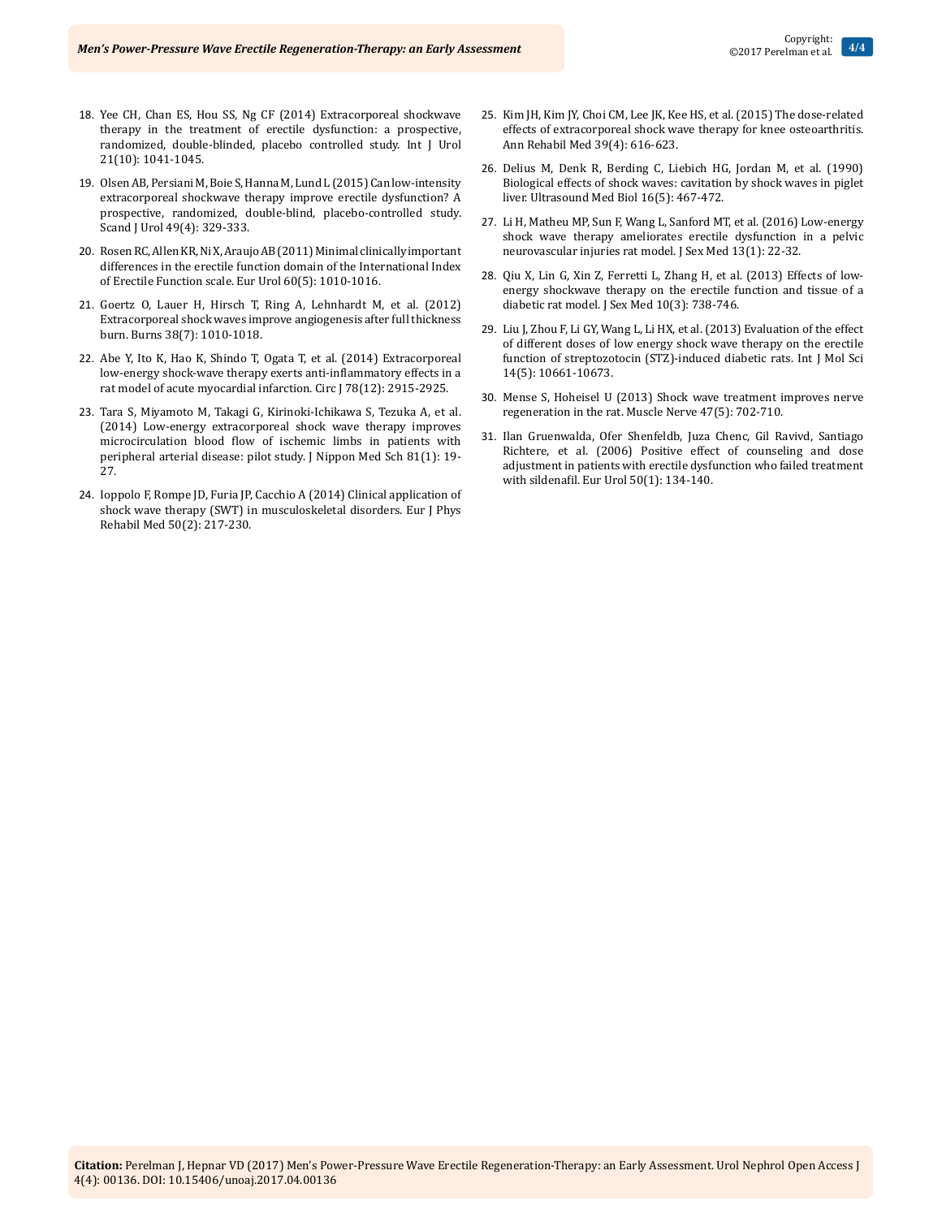18. Yee CH, Chan ES, Hou SS, Ng CF (2014) Extracorporeal shockwave therapy in the treatment of erectile dysfunction: a prospective, randomized, double-blinded, placebo controlled study. Int J Urol 21(10): 1041-1045.

19. Olsen AB, Persiani M, Boie S, Hanna M, Lund L (2015) Can low-intensity extracorporeal shockwave therapy improve erectile dysfunction? A prospective, randomized, double-blind, placebo-controlled study. Scand J Urol 49(4): 329-333.

20. Rosen RC, Allen KR, Ni X, Araujo AB (2011) Minimal clinically important differences in the erectile function domain of the International Index of Erectile Function scale. Eur Urol 60(5): 1010-1016.

21. Goertz O, Lauer H, Hirsch T, Ring A, Lehnhardt M, et al. (2012) Extracorporeal shock waves improve angiogenesis after full thickness burn. Burns 38(7): 1010-1018.

22. Abe Y, Ito K, Hao K, Shindo T, Ogata T, et al. (2014) Extracorporeal low-energy shock-wave therapy exerts anti-inflammatory effects in a rat model of acute myocardial infarction. Circ J 78(12): 2915-2925.

23. Tara S, Miyamoto M, Takagi G, Kirinoki-Ichikawa S, Tezuka A, et al. (2014) Low-energy extracorporeal shock wave therapy improves microcirculation blood flow of ischemic limbs in patients with peripheral arterial disease: pilot study. J Nippon Med Sch 81(1): 19-27.

24. Ioppolo F, Rompe JD, Furia JP, Cacchio A (2014) Clinical application of shock wave therapy (SWT) in musculoskeletal disorders. Eur J Phys Rehabil Med 50(2): 217-230.

25. Kim JH, Kim JY, Choi CM, Lee JK, Kee HS, et al. (2015) The dose-related effects of extracorporeal shock wave therapy for knee osteoarthritis. Ann Rehabil Med 39(4): 616-623.

26. Delius M, Denk R, Berding C, Liebich HG, Jordan M, et al. (1990) Biological effects of shock waves: cavitation by shock waves in piglet liver. Ultrasound Med Biol 16(5): 467-472.

27. Li H, Matheu MP, Sun F, Wang L, Sanford MT, et al. (2016) Low-energy shock wave therapy ameliorates erectile dysfunction in a pelvic neurovascular injuries rat model. J Sex Med 13(1): 22-32.

28. Qiu X, Lin G, Xin Z, Ferretti L, Zhang H, et al. (2013) Effects of low-energy shockwave therapy on the erectile function and tissue of a diabetic rat model. J Sex Med 10(3): 738-746.

29. Liu J, Zhou F, Li GY, Wang L, Li HX, et al. (2013) Evaluation of the effect of different doses of low energy shock wave therapy on the erectile function of streptozotocin (STZ)-induced diabetic rats. Int J Mol Sci 14(5): 10661-10673.

30. Mense S, Hoheisel U (2013) Shock wave treatment improves nerve regeneration in the rat. Muscle Nerve 47(5): 702-710.

31. Ilan Gruenwalda, Ofer Shenfeldb, Juza Chenc, Gil Ravivd, Santiago Richtere, et al. (2006) Positive effect of counseling and dose adjustment in patients with erectile dysfunction who failed treatment with sildenafil. Eur Urol 50(1): 134-140.